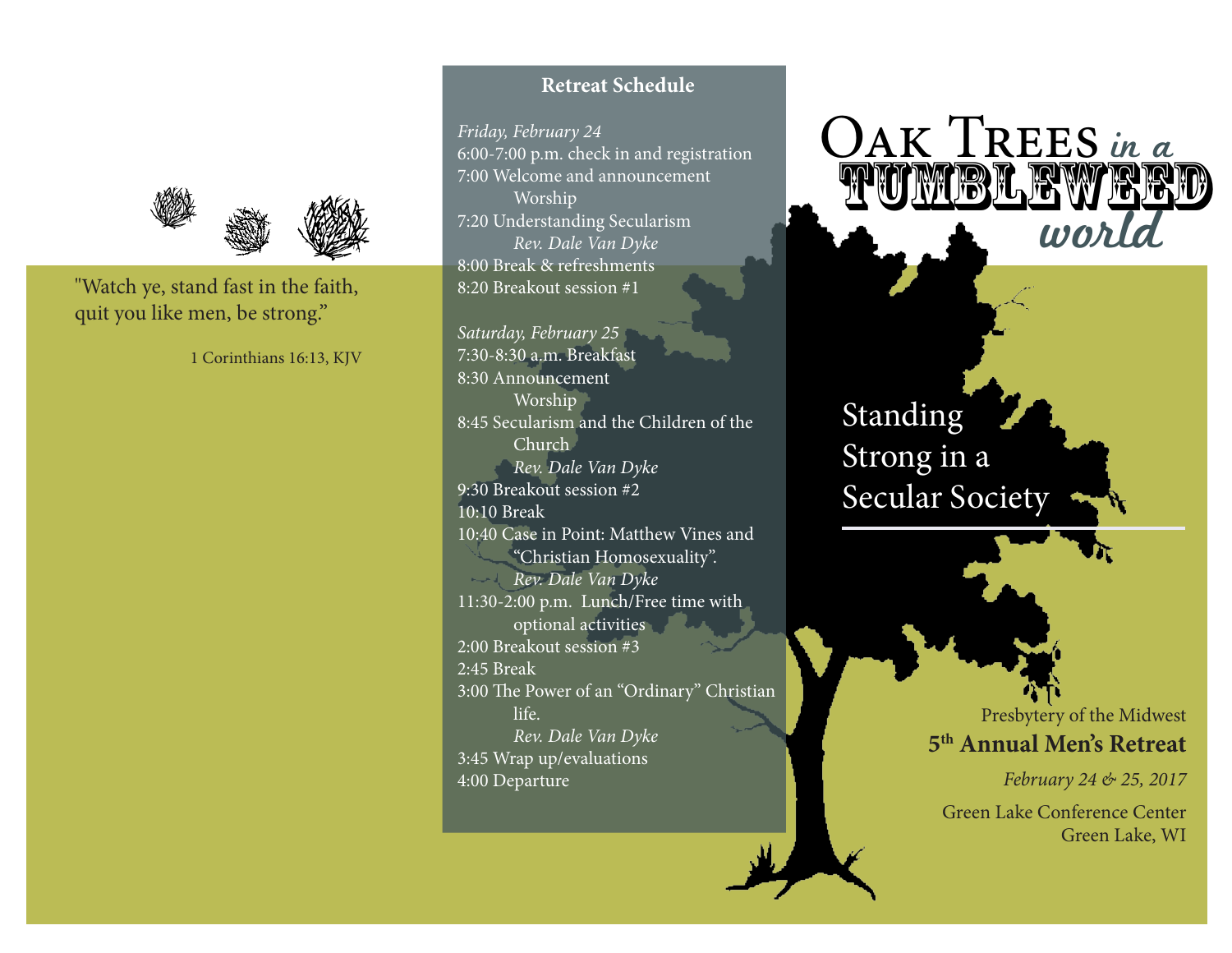"Watch ye, stand fast in the faith, quit you like men, be strong."

1 Corinthians 16:13, KJV

## Retreat Schedule

*Friday, February 24*

6:00-7:00 p.m. check in and registration
7:00 Welcome and announcement
  Worship
7:20 Understanding Secularism
  *Rev. Dale Van Dyke*
8:00 Break & refreshments
8:20 Breakout session #1

*Saturday, February 25*

7:30-8:30 a.m. Breakfast
8:30 Announcement
  Worship
8:45 Secularism and the Children of the Church
  *Rev. Dale Van Dyke*
9:30 Breakout session #2
10:10 Break
10:40 Case in Point: Matthew Vines and "Christian Homosexuality".
  *Rev. Dale Van Dyke*
11:30-2:00 p.m. Lunch/Free time with optional activities
2:00 Breakout session #3
2:45 Break
3:00 The Power of an "Ordinary" Christian life.
  *Rev. Dale Van Dyke*
3:45 Wrap up/evaluations
4:00 Departure

# Oak Trees in a Tumbleweed world

## Standing Strong in a Secular Society

Presbytery of the Midwest

**5th Annual Men's Retreat**

*February 24 & 25, 2017*

Green Lake Conference Center
Green Lake, WI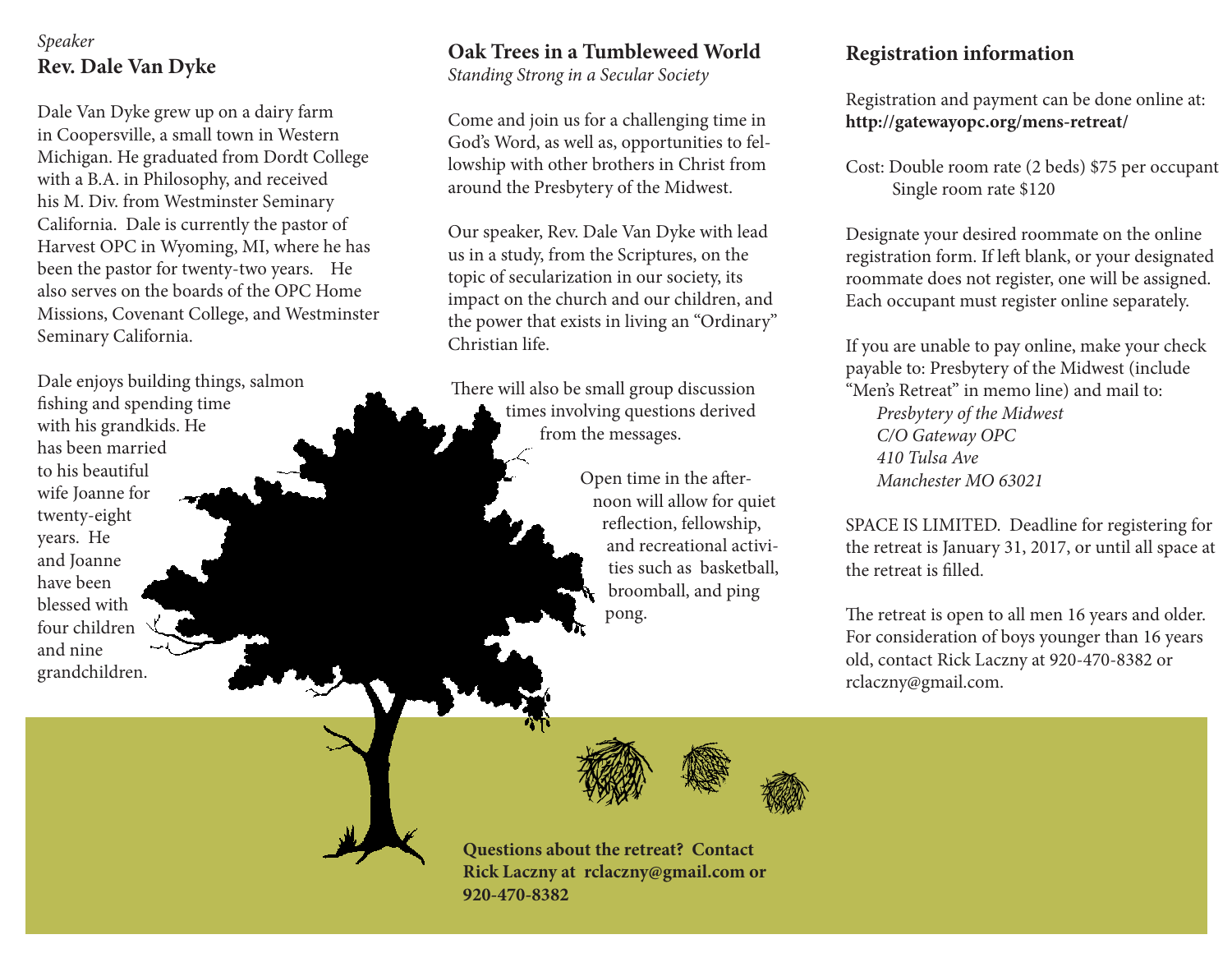*Speaker*

## Rev. Dale Van Dyke

Dale Van Dyke grew up on a dairy farm in Coopersville, a small town in Western Michigan. He graduated from Dordt College with a B.A. in Philosophy, and received his M. Div. from Westminster Seminary California. Dale is currently the pastor of Harvest OPC in Wyoming, MI, where he has been the pastor for twenty-two years. He also serves on the boards of the OPC Home Missions, Covenant College, and Westminster Seminary California.

Dale enjoys building things, salmon fishing and spending time with his grandkids. He has been married to his beautiful wife Joanne for twenty-eight years. He and Joanne have been blessed with four children and nine grandchildren.

## Oak Trees in a Tumbleweed World

*Standing Strong in a Secular Society*

Come and join us for a challenging time in God's Word, as well as, opportunities to fellowship with other brothers in Christ from around the Presbytery of the Midwest.

Our speaker, Rev. Dale Van Dyke with lead us in a study, from the Scriptures, on the topic of secularization in our society, its impact on the church and our children, and the power that exists in living an "Ordinary" Christian life.

There will also be small group discussion times involving questions derived from the messages.

Open time in the afternoon will allow for quiet reflection, fellowship, and recreational activities such as basketball, broomball, and ping pong.

## Registration information

Registration and payment can be done online at:
**http://gatewayopc.org/mens-retreat/**

Cost: Double room rate (2 beds) $75 per occupant
Single room rate $120

Designate your desired roommate on the online registration form. If left blank, or your designated roommate does not register, one will be assigned. Each occupant must register online separately.

If you are unable to pay online, make your check payable to: Presbytery of the Midwest (include "Men's Retreat" in memo line) and mail to:

*Presbytery of the Midwest*
*C/O Gateway OPC*
*410 Tulsa Ave*
*Manchester MO 63021*

SPACE IS LIMITED. Deadline for registering for the retreat is January 31, 2017, or until all space at the retreat is filled.

The retreat is open to all men 16 years and older. For consideration of boys younger than 16 years old, contact Rick Laczny at 920-470-8382 or rclaczny@gmail.com.

**Questions about the retreat? Contact Rick Laczny at rclaczny@gmail.com or 920-470-8382**